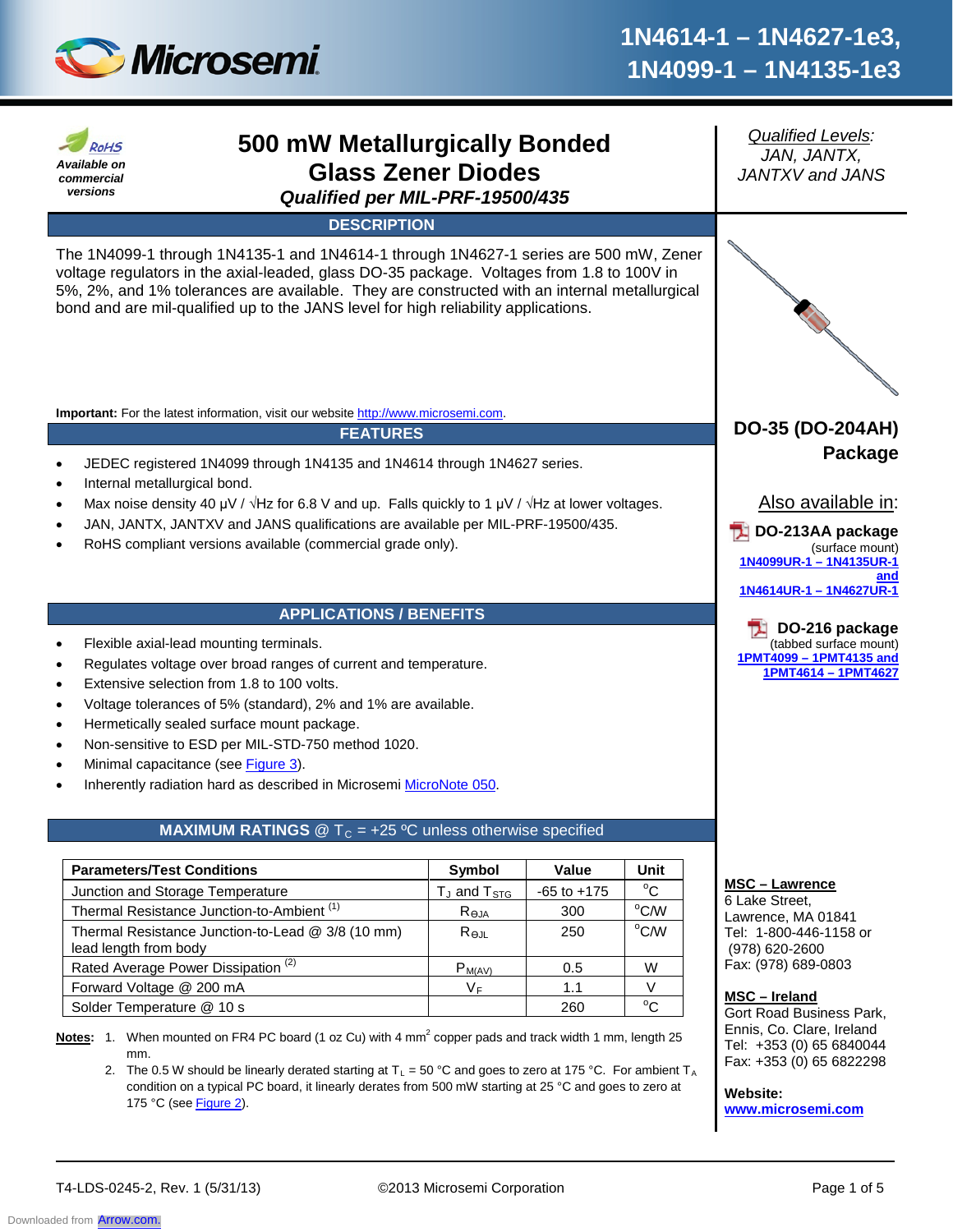# 1N4614-1 – 1N4627-1e3, 1N4099-1 – 1N4135-1e3

RoHS
*Available on commercial versions*

## 500 mW Metallurgically Bonded Glass Zener Diodes

***Qualified per MIL-PRF-19500/435***

*Qualified Levels:*
*JAN, JANTX, JANTXV and JANS*

### DESCRIPTION

The 1N4099-1 through 1N4135-1 and 1N4614-1 through 1N4627-1 series are 500 mW, Zener voltage regulators in the axial-leaded, glass DO-35 package. Voltages from 1.8 to 100V in 5%, 2%, and 1% tolerances are available. They are constructed with an internal metallurgical bond and are mil-qualified up to the JANS level for high reliability applications.

**Important:** For the latest information, visit our website http://www.microsemi.com.

**DO-35 (DO-204AH) Package**

Also available in:

**DO-213AA package** (surface mount)
1N4099UR-1 – 1N4135UR-1 and 1N4614UR-1 – 1N4627UR-1

**DO-216 package** (tabbed surface mount)
1PMT4099 – 1PMT4135 and 1PMT4614 – 1PMT4627

### FEATURES

- JEDEC registered 1N4099 through 1N4135 and 1N4614 through 1N4627 series.
- Internal metallurgical bond.
- Max noise density 40 μV / √Hz for 6.8 V and up. Falls quickly to 1 μV / √Hz at lower voltages.
- JAN, JANTX, JANTXV and JANS qualifications are available per MIL-PRF-19500/435.
- RoHS compliant versions available (commercial grade only).

### APPLICATIONS / BENEFITS

- Flexible axial-lead mounting terminals.
- Regulates voltage over broad ranges of current and temperature.
- Extensive selection from 1.8 to 100 volts.
- Voltage tolerances of 5% (standard), 2% and 1% are available.
- Hermetically sealed surface mount package.
- Non-sensitive to ESD per MIL-STD-750 method 1020.
- Minimal capacitance (see Figure 3).
- Inherently radiation hard as described in Microsemi MicroNote 050.

### MAXIMUM RATINGS @ $T_C$ = +25 ºC unless otherwise specified

| Parameters/Test Conditions | Symbol | Value | Unit |
|---|---|---|---|
| Junction and Storage Temperature | $T_J$ and $T_{STG}$ | -65 to +175 | °C |
| Thermal Resistance Junction-to-Ambient [(1)] | $R_{\Theta JA}$ | 300 | °C/W |
| Thermal Resistance Junction-to-Lead @ 3/8 (10 mm) lead length from body | $R_{\Theta JL}$ | 250 | °C/W |
| Rated Average Power Dissipation [(2)] | $P_{M(AV)}$ | 0.5 | W |
| Forward Voltage @ 200 mA | $V_F$ | 1.1 | V |
| Solder Temperature @ 10 s | | 260 | °C |

**Notes:**
1. When mounted on FR4 PC board (1 oz Cu) with 4 $mm^2$ copper pads and track width 1 mm, length 25 mm.
2. The 0.5 W should be linearly derated starting at $T_L$ = 50 °C and goes to zero at 175 °C. For ambient $T_A$ condition on a typical PC board, it linearly derates from 500 mW starting at 25 °C and goes to zero at 175 °C (see Figure 2).

**MSC – Lawrence**
6 Lake Street,
Lawrence, MA 01841
Tel: 1-800-446-1158 or (978) 620-2600
Fax: (978) 689-0803

**MSC – Ireland**
Gort Road Business Park,
Ennis, Co. Clare, Ireland
Tel: +353 (0) 65 6840044
Fax: +353 (0) 65 6822298

**Website:**
www.microsemi.com

T4-LDS-0245-2, Rev. 1 (5/31/13) ©2013 Microsemi Corporation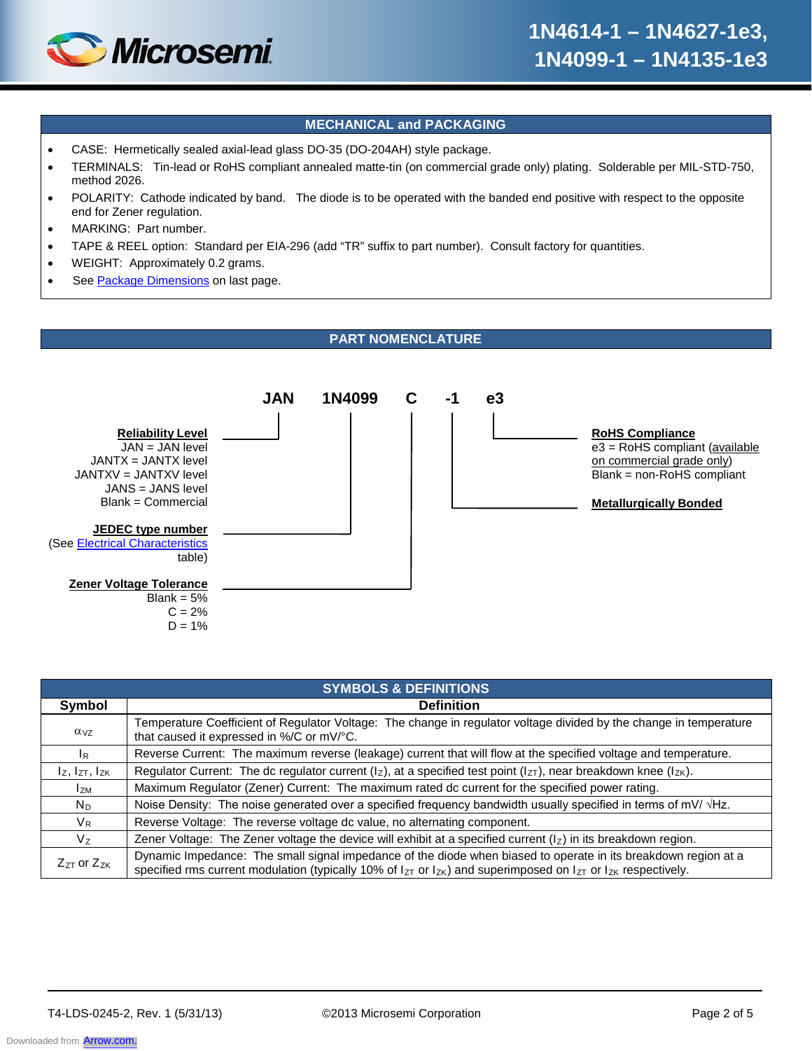## MECHANICAL and PACKAGING

- CASE: Hermetically sealed axial-lead glass DO-35 (DO-204AH) style package.
- TERMINALS: Tin-lead or RoHS compliant annealed matte-tin (on commercial grade only) plating. Solderable per MIL-STD-750, method 2026.
- POLARITY: Cathode indicated by band. The diode is to be operated with the banded end positive with respect to the opposite end for Zener regulation.
- MARKING: Part number.
- TAPE & REEL option: Standard per EIA-296 (add "TR" suffix to part number). Consult factory for quantities.
- WEIGHT: Approximately 0.2 grams.
- See Package Dimensions on last page.

## PART NOMENCLATURE

**JAN 1N4099 C -1 e3**

**Reliability Level** (JAN)
- JAN = JAN level
- JANTX = JANTX level
- JANTXV = JANTXV level
- JANS = JANS level
- Blank = Commercial

**JEDEC type number** (1N4099)
(See Electrical Characteristics table)

**Zener Voltage Tolerance** (C)
- Blank = 5%
- C = 2%
- D = 1%

**Metallurgically Bonded** (-1)

**RoHS Compliance** (e3)
- e3 = RoHS compliant (available on commercial grade only)
- Blank = non-RoHS compliant

## SYMBOLS & DEFINITIONS

| Symbol | Definition |
|---|---|
| $\alpha_{VZ}$ | Temperature Coefficient of Regulator Voltage: The change in regulator voltage divided by the change in temperature that caused it expressed in %/C or mV/°C. |
| $I_R$ | Reverse Current: The maximum reverse (leakage) current that will flow at the specified voltage and temperature. |
| $I_Z$, $I_{ZT}$, $I_{ZK}$ | Regulator Current: The dc regulator current ($I_Z$), at a specified test point ($I_{ZT}$), near breakdown knee ($I_{ZK}$). |
| $I_{ZM}$ | Maximum Regulator (Zener) Current: The maximum rated dc current for the specified power rating. |
| $N_D$ | Noise Density: The noise generated over a specified frequency bandwidth usually specified in terms of mV/ √Hz. |
| $V_R$ | Reverse Voltage: The reverse voltage dc value, no alternating component. |
| $V_Z$ | Zener Voltage: The Zener voltage the device will exhibit at a specified current ($I_Z$) in its breakdown region. |
| $Z_{ZT}$ or $Z_{ZK}$ | Dynamic Impedance: The small signal impedance of the diode when biased to operate in its breakdown region at a specified rms current modulation (typically 10% of $I_{ZT}$ or $I_{ZK}$) and superimposed on $I_{ZT}$ or $I_{ZK}$ respectively. |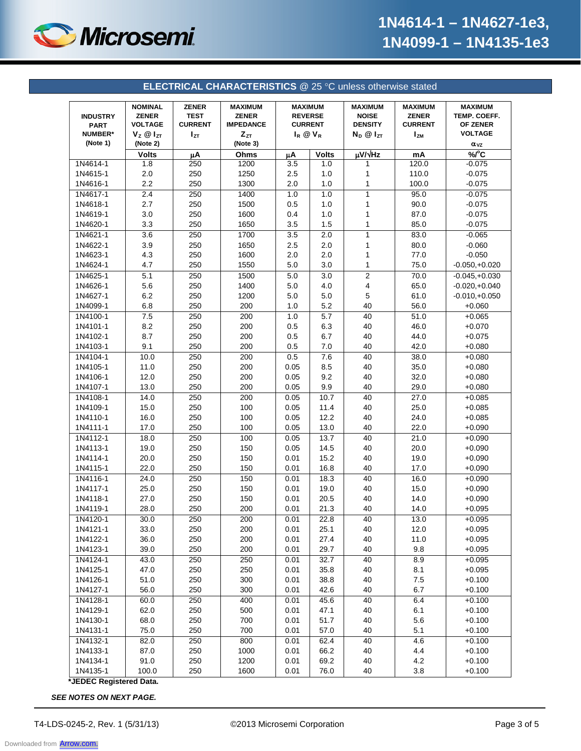## ELECTRICAL CHARACTERISTICS @ 25 °C unless otherwise stated

| INDUSTRY PART NUMBER* (Note 1) | NOMINAL ZENER VOLTAGE $V_Z$ @ $I_{ZT}$ (Note 2) | ZENER TEST CURRENT $I_{ZT}$ | MAXIMUM ZENER IMPEDANCE $Z_{ZT}$ (Note 3) | MAXIMUM REVERSE CURRENT $I_R$ @ $V_R$ | | MAXIMUM NOISE DENSITY $N_D$ @ $I_{ZT}$ | MAXIMUM ZENER CURRENT $I_{ZM}$ | MAXIMUM TEMP. COEFF. OF ZENER VOLTAGE $\alpha_{VZ}$ |
|---|---|---|---|---|---|---|---|---|
| | Volts | µA | Ohms | µA | Volts | µV/√Hz | mA | %/°C |
| 1N4614-1 | 1.8 | 250 | 1200 | 3.5 | 1.0 | 1 | 120.0 | -0.075 |
| 1N4615-1 | 2.0 | 250 | 1250 | 2.5 | 1.0 | 1 | 110.0 | -0.075 |
| 1N4616-1 | 2.2 | 250 | 1300 | 2.0 | 1.0 | 1 | 100.0 | -0.075 |
| 1N4617-1 | 2.4 | 250 | 1400 | 1.0 | 1.0 | 1 | 95.0 | -0.075 |
| 1N4618-1 | 2.7 | 250 | 1500 | 0.5 | 1.0 | 1 | 90.0 | -0.075 |
| 1N4619-1 | 3.0 | 250 | 1600 | 0.4 | 1.0 | 1 | 87.0 | -0.075 |
| 1N4620-1 | 3.3 | 250 | 1650 | 3.5 | 1.5 | 1 | 85.0 | -0.075 |
| 1N4621-1 | 3.6 | 250 | 1700 | 3.5 | 2.0 | 1 | 83.0 | -0.065 |
| 1N4622-1 | 3.9 | 250 | 1650 | 2.5 | 2.0 | 1 | 80.0 | -0.060 |
| 1N4623-1 | 4.3 | 250 | 1600 | 2.0 | 2.0 | 1 | 77.0 | -0.050 |
| 1N4624-1 | 4.7 | 250 | 1550 | 5.0 | 3.0 | 1 | 75.0 | -0.050,+0.020 |
| 1N4625-1 | 5.1 | 250 | 1500 | 5.0 | 3.0 | 2 | 70.0 | -0.045,+0.030 |
| 1N4626-1 | 5.6 | 250 | 1400 | 5.0 | 4.0 | 4 | 65.0 | -0.020,+0.040 |
| 1N4627-1 | 6.2 | 250 | 1200 | 5.0 | 5.0 | 5 | 61.0 | -0.010,+0.050 |
| 1N4099-1 | 6.8 | 250 | 200 | 1.0 | 5.2 | 40 | 56.0 | +0.060 |
| 1N4100-1 | 7.5 | 250 | 200 | 1.0 | 5.7 | 40 | 51.0 | +0.065 |
| 1N4101-1 | 8.2 | 250 | 200 | 0.5 | 6.3 | 40 | 46.0 | +0.070 |
| 1N4102-1 | 8.7 | 250 | 200 | 0.5 | 6.7 | 40 | 44.0 | +0.075 |
| 1N4103-1 | 9.1 | 250 | 200 | 0.5 | 7.0 | 40 | 42.0 | +0.080 |
| 1N4104-1 | 10.0 | 250 | 200 | 0.5 | 7.6 | 40 | 38.0 | +0.080 |
| 1N4105-1 | 11.0 | 250 | 200 | 0.05 | 8.5 | 40 | 35.0 | +0.080 |
| 1N4106-1 | 12.0 | 250 | 200 | 0.05 | 9.2 | 40 | 32.0 | +0.080 |
| 1N4107-1 | 13.0 | 250 | 200 | 0.05 | 9.9 | 40 | 29.0 | +0.080 |
| 1N4108-1 | 14.0 | 250 | 200 | 0.05 | 10.7 | 40 | 27.0 | +0.085 |
| 1N4109-1 | 15.0 | 250 | 100 | 0.05 | 11.4 | 40 | 25.0 | +0.085 |
| 1N4110-1 | 16.0 | 250 | 100 | 0.05 | 12.2 | 40 | 24.0 | +0.085 |
| 1N4111-1 | 17.0 | 250 | 100 | 0.05 | 13.0 | 40 | 22.0 | +0.090 |
| 1N4112-1 | 18.0 | 250 | 100 | 0.05 | 13.7 | 40 | 21.0 | +0.090 |
| 1N4113-1 | 19.0 | 250 | 150 | 0.05 | 14.5 | 40 | 20.0 | +0.090 |
| 1N4114-1 | 20.0 | 250 | 150 | 0.01 | 15.2 | 40 | 19.0 | +0.090 |
| 1N4115-1 | 22.0 | 250 | 150 | 0.01 | 16.8 | 40 | 17.0 | +0.090 |
| 1N4116-1 | 24.0 | 250 | 150 | 0.01 | 18.3 | 40 | 16.0 | +0.090 |
| 1N4117-1 | 25.0 | 250 | 150 | 0.01 | 19.0 | 40 | 15.0 | +0.090 |
| 1N4118-1 | 27.0 | 250 | 150 | 0.01 | 20.5 | 40 | 14.0 | +0.090 |
| 1N4119-1 | 28.0 | 250 | 200 | 0.01 | 21.3 | 40 | 14.0 | +0.095 |
| 1N4120-1 | 30.0 | 250 | 200 | 0.01 | 22.8 | 40 | 13.0 | +0.095 |
| 1N4121-1 | 33.0 | 250 | 200 | 0.01 | 25.1 | 40 | 12.0 | +0.095 |
| 1N4122-1 | 36.0 | 250 | 200 | 0.01 | 27.4 | 40 | 11.0 | +0.095 |
| 1N4123-1 | 39.0 | 250 | 200 | 0.01 | 29.7 | 40 | 9.8 | +0.095 |
| 1N4124-1 | 43.0 | 250 | 250 | 0.01 | 32.7 | 40 | 8.9 | +0.095 |
| 1N4125-1 | 47.0 | 250 | 250 | 0.01 | 35.8 | 40 | 8.1 | +0.095 |
| 1N4126-1 | 51.0 | 250 | 300 | 0.01 | 38.8 | 40 | 7.5 | +0.100 |
| 1N4127-1 | 56.0 | 250 | 300 | 0.01 | 42.6 | 40 | 6.7 | +0.100 |
| 1N4128-1 | 60.0 | 250 | 400 | 0.01 | 45.6 | 40 | 6.4 | +0.100 |
| 1N4129-1 | 62.0 | 250 | 500 | 0.01 | 47.1 | 40 | 6.1 | +0.100 |
| 1N4130-1 | 68.0 | 250 | 700 | 0.01 | 51.7 | 40 | 5.6 | +0.100 |
| 1N4131-1 | 75.0 | 250 | 700 | 0.01 | 57.0 | 40 | 5.1 | +0.100 |
| 1N4132-1 | 82.0 | 250 | 800 | 0.01 | 62.4 | 40 | 4.6 | +0.100 |
| 1N4133-1 | 87.0 | 250 | 1000 | 0.01 | 66.2 | 40 | 4.4 | +0.100 |
| 1N4134-1 | 91.0 | 250 | 1200 | 0.01 | 69.2 | 40 | 4.2 | +0.100 |
| 1N4135-1 | 100.0 | 250 | 1600 | 0.01 | 76.0 | 40 | 3.8 | +0.100 |

**\*JEDEC Registered Data.**

***SEE NOTES ON NEXT PAGE.***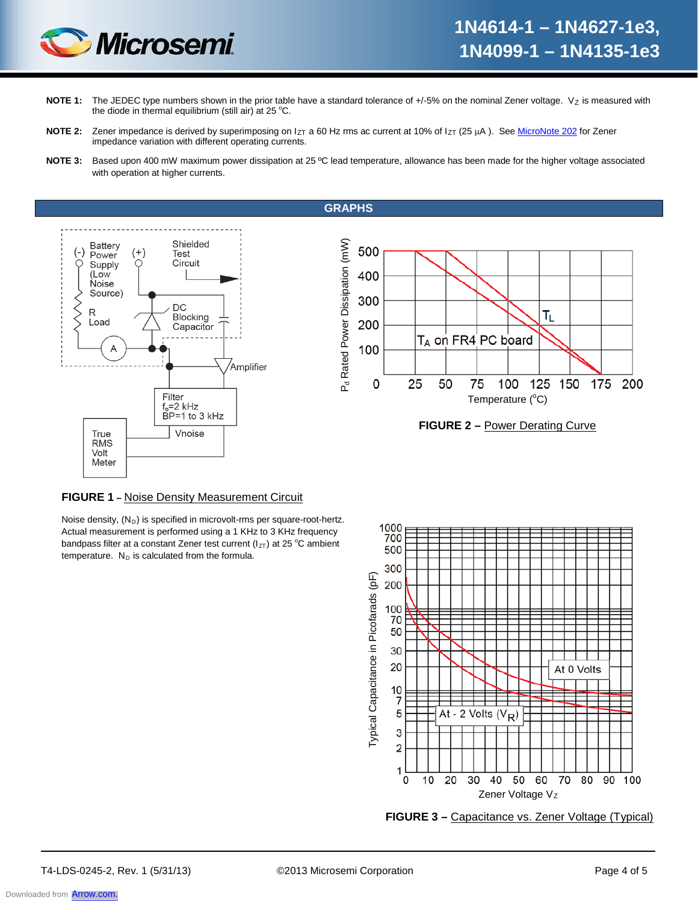**NOTE 1:** The JEDEC type numbers shown in the prior table have a standard tolerance of +/-5% on the nominal Zener voltage. $V_Z$ is measured with the diode in thermal equilibrium (still air) at 25 °C.

**NOTE 2:** Zener impedance is derived by superimposing on $I_{ZT}$ a 60 Hz rms ac current at 10% of $I_{ZT}$ (25 μA ). See MicroNote 202 for Zener impedance variation with different operating currents.

**NOTE 3:** Based upon 400 mW maximum power dissipation at 25 ºC lead temperature, allowance has been made for the higher voltage associated with operation at higher currents.

## GRAPHS

**FIGURE 1 –** Noise Density Measurement Circuit

Noise density, ($N_D$) is specified in microvolt-rms per square-root-hertz. Actual measurement is performed using a 1 KHz to 3 KHz frequency bandpass filter at a constant Zener test current ($I_{ZT}$) at 25 °C ambient temperature. $N_D$ is calculated from the formula.

**FIGURE 2 –** Power Derating Curve

**FIGURE 3 –** Capacitance vs. Zener Voltage (Typical)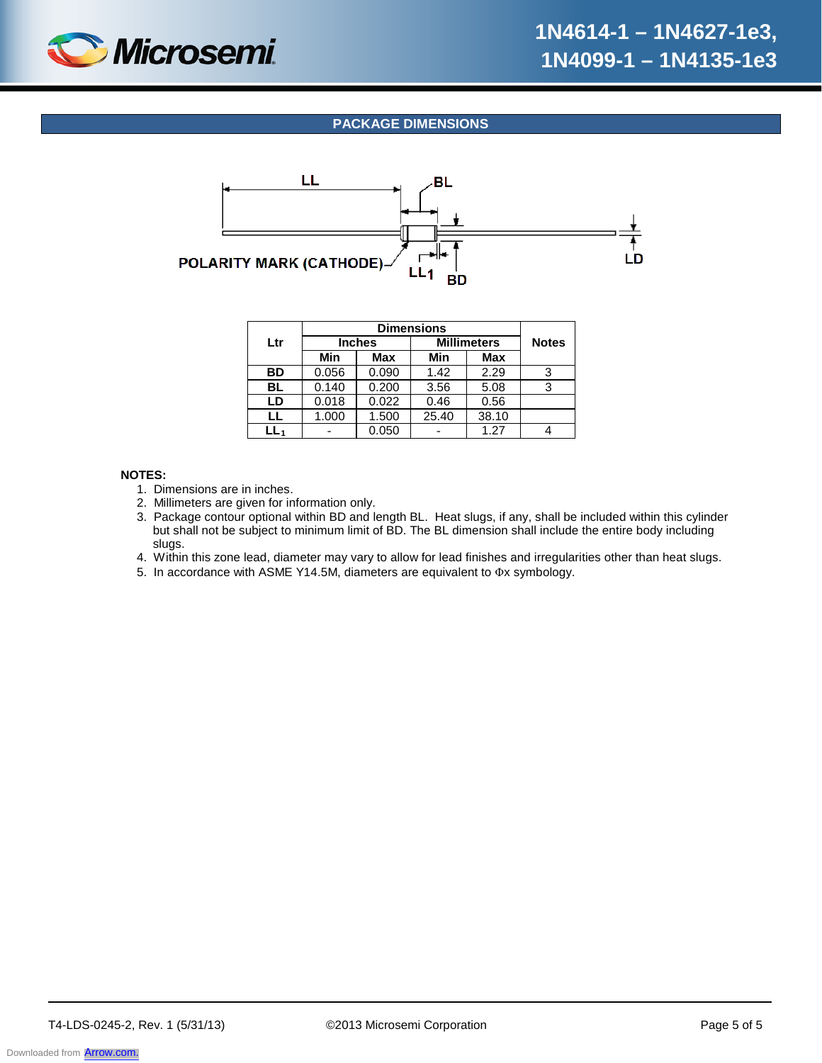## PACKAGE DIMENSIONS

LL

BL

POLARITY MARK (CATHODE)

$LL_1$

BD

LD

| Ltr | Dimensions | | | | Notes |
|---|---|---|---|---|---|
| | Inches | | Millimeters | | |
| | Min | Max | Min | Max | |
| **BD** | 0.056 | 0.090 | 1.42 | 2.29 | 3 |
| **BL** | 0.140 | 0.200 | 3.56 | 5.08 | 3 |
| **LD** | 0.018 | 0.022 | 0.46 | 0.56 | |
| **LL** | 1.000 | 1.500 | 25.40 | 38.10 | |
| **$LL_1$** | - | 0.050 | - | 1.27 | 4 |

**NOTES:**

1. Dimensions are in inches.
2. Millimeters are given for information only.
3. Package contour optional within BD and length BL. Heat slugs, if any, shall be included within this cylinder but shall not be subject to minimum limit of BD. The BL dimension shall include the entire body including slugs.
4. Within this zone lead, diameter may vary to allow for lead finishes and irregularities other than heat slugs.
5. In accordance with ASME Y14.5M, diameters are equivalent to Φx symbology.